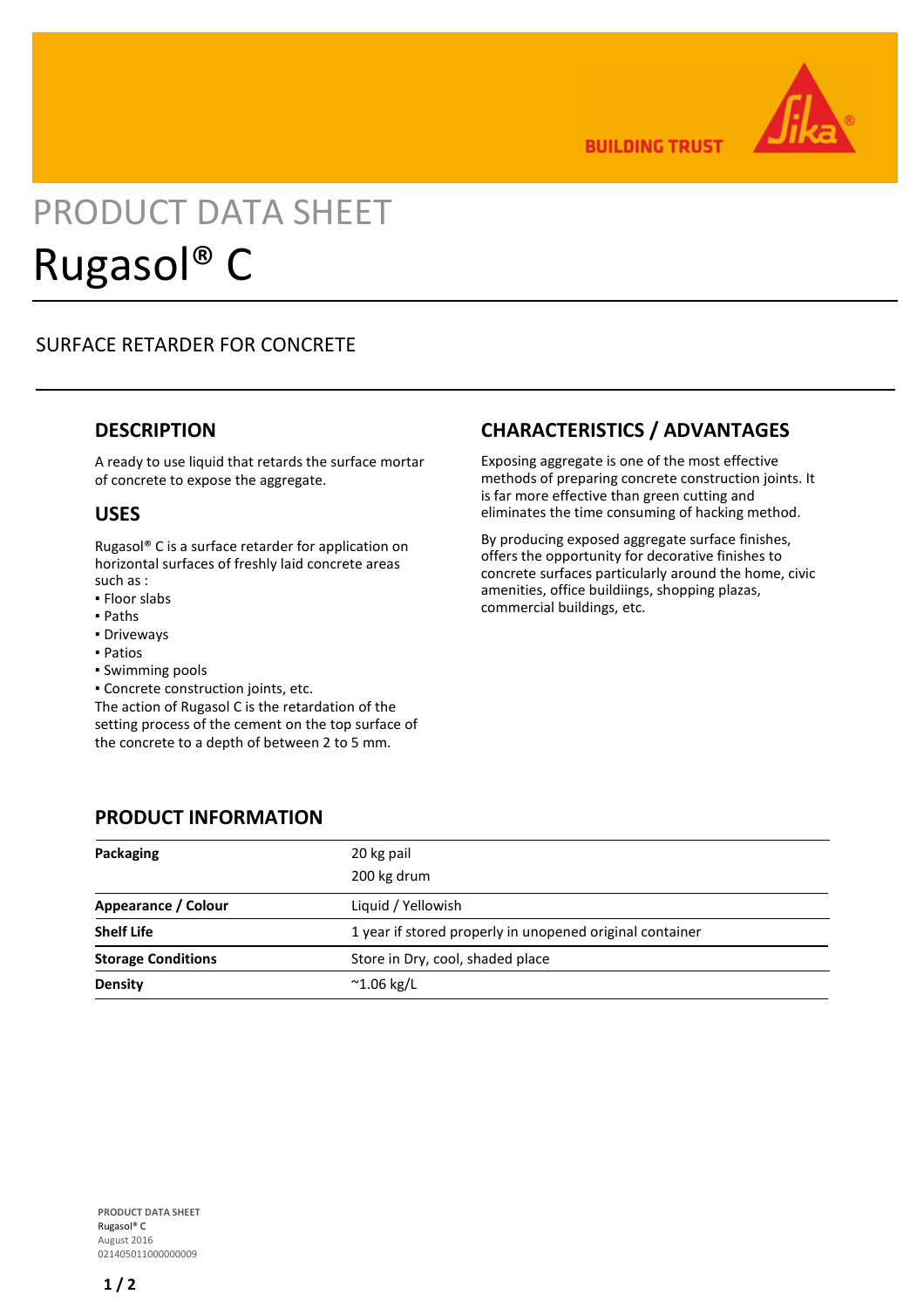BUILDING TRUST

# PRODUCT DATA SHEET

# Rugasol® C

## SURFACE RETARDER FOR CONCRETE

## DESCRIPTION

A ready to use liquid that retards the surface mortar of concrete to expose the aggregate.

## USES

Rugasol® C is a surface retarder for application on horizontal surfaces of freshly laid concrete areas such as :

- Floor slabs
- Paths
- Driveways
- Patios
- Swimming pools
- Concrete construction joints, etc.

The action of Rugasol C is the retardation of the setting process of the cement on the top surface of the concrete to a depth of between 2 to 5 mm.

## CHARACTERISTICS / ADVANTAGES

Exposing aggregate is one of the most effective methods of preparing concrete construction joints. It is far more effective than green cutting and eliminates the time consuming of hacking method.

By producing exposed aggregate surface finishes, offers the opportunity for decorative finishes to concrete surfaces particularly around the home, civic amenities, office buildiings, shopping plazas, commercial buildings, etc.

## PRODUCT INFORMATION

| | |
|---|---|
| **Packaging** | 20 kg pail<br>200 kg drum |
| **Appearance / Colour** | Liquid / Yellowish |
| **Shelf Life** | 1 year if stored properly in unopened original container |
| **Storage Conditions** | Store in Dry, cool, shaded place |
| **Density** | ~1.06 kg/L |

**PRODUCT DATA SHEET**
Rugasol® C
August 2016
021405011000000009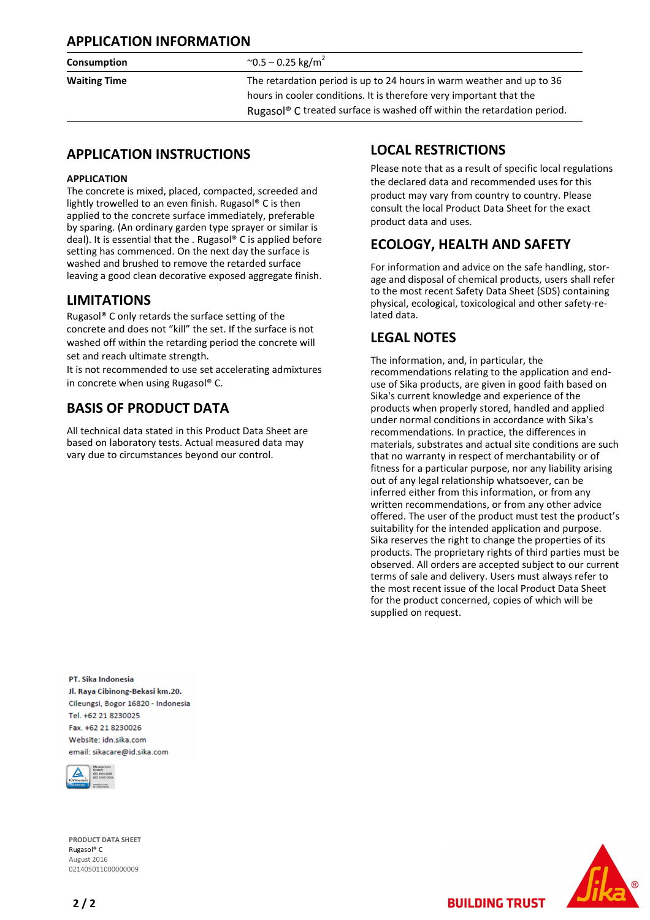## APPLICATION INFORMATION

| | |
|---|---|
| **Consumption** | ~0.5 – 0.25 kg/m$^2$ |
| **Waiting Time** | The retardation period is up to 24 hours in warm weather and up to 36 hours in cooler conditions. It is therefore very important that the Rugasol® C treated surface is washed off within the retardation period. |

## APPLICATION INSTRUCTIONS

### APPLICATION

The concrete is mixed, placed, compacted, screeded and lightly trowelled to an even finish. Rugasol® C is then applied to the concrete surface immediately, preferable by sparing. (An ordinary garden type sprayer or similar is deal). It is essential that the . Rugasol® C is applied before setting has commenced. On the next day the surface is washed and brushed to remove the retarded surface leaving a good clean decorative exposed aggregate finish.

## LIMITATIONS

Rugasol® C only retards the surface setting of the concrete and does not "kill" the set. If the surface is not washed off within the retarding period the concrete will set and reach ultimate strength.
It is not recommended to use set accelerating admixtures in concrete when using Rugasol® C.

## BASIS OF PRODUCT DATA

All technical data stated in this Product Data Sheet are based on laboratory tests. Actual measured data may vary due to circumstances beyond our control.

## LOCAL RESTRICTIONS

Please note that as a result of specific local regulations the declared data and recommended uses for this product may vary from country to country. Please consult the local Product Data Sheet for the exact product data and uses.

## ECOLOGY, HEALTH AND SAFETY

For information and advice on the safe handling, storage and disposal of chemical products, users shall refer to the most recent Safety Data Sheet (SDS) containing physical, ecological, toxicological and other safety-related data.

## LEGAL NOTES

The information, and, in particular, the recommendations relating to the application and end-use of Sika products, are given in good faith based on Sika's current knowledge and experience of the products when properly stored, handled and applied under normal conditions in accordance with Sika's recommendations. In practice, the differences in materials, substrates and actual site conditions are such that no warranty in respect of merchantability or of fitness for a particular purpose, nor any liability arising out of any legal relationship whatsoever, can be inferred either from this information, or from any written recommendations, or from any other advice offered. The user of the product must test the product's suitability for the intended application and purpose. Sika reserves the right to change the properties of its products. The proprietary rights of third parties must be observed. All orders are accepted subject to our current terms of sale and delivery. Users must always refer to the most recent issue of the local Product Data Sheet for the product concerned, copies of which will be supplied on request.

PT. Sika Indonesia
Jl. Raya Cibinong-Bekasi km.20.
Cileungsi, Bogor 16820 - Indonesia
Tel. +62 21 8230025
Fax. +62 21 8230026
Website: idn.sika.com
email: sikacare@id.sika.com

PRODUCT DATA SHEET
Rugasol® C
August 2016
021405011000000009

BUILDING TRUST